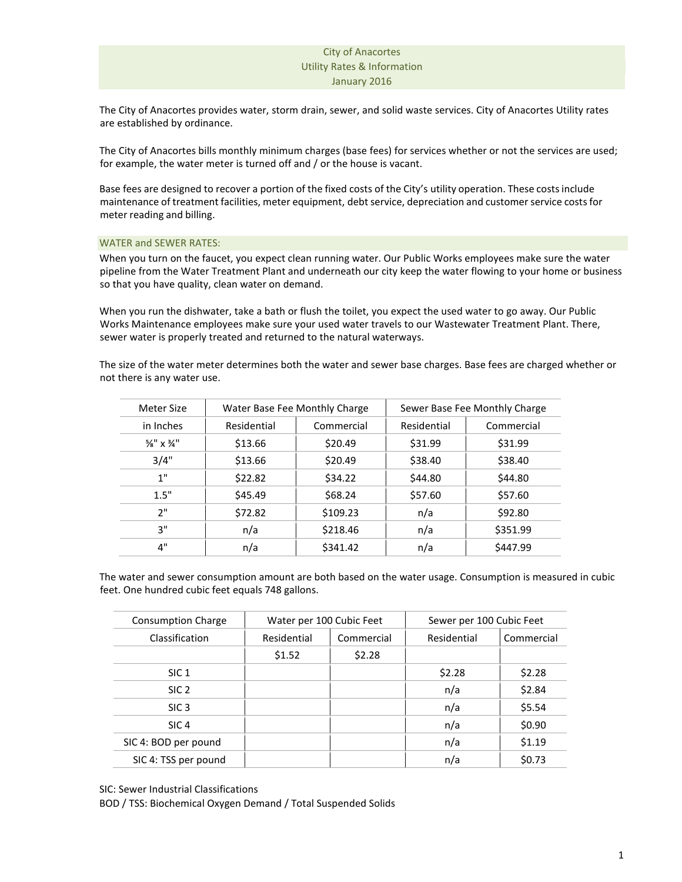# City of Anacortes
## Utility Rates & Information
### January 2016

The City of Anacortes provides water, storm drain, sewer, and solid waste services. City of Anacortes Utility rates are established by ordinance.

The City of Anacortes bills monthly minimum charges (base fees) for services whether or not the services are used; for example, the water meter is turned off and / or the house is vacant.

Base fees are designed to recover a portion of the fixed costs of the City's utility operation. These costs include maintenance of treatment facilities, meter equipment, debt service, depreciation and customer service costs for meter reading and billing.

## WATER and SEWER RATES:

When you turn on the faucet, you expect clean running water. Our Public Works employees make sure the water pipeline from the Water Treatment Plant and underneath our city keep the water flowing to your home or business so that you have quality, clean water on demand.

When you run the dishwater, take a bath or flush the toilet, you expect the used water to go away. Our Public Works Maintenance employees make sure your used water travels to our Wastewater Treatment Plant. There, sewer water is properly treated and returned to the natural waterways.

The size of the water meter determines both the water and sewer base charges. Base fees are charged whether or not there is any water use.

| Meter Size | Water Base Fee Monthly Charge | | Sewer Base Fee Monthly Charge | |
|---|---|---|---|---|
| in Inches | Residential | Commercial | Residential | Commercial |
| ⅝" x ¾" | $13.66 | $20.49 | $31.99 | $31.99 |
| 3/4" | $13.66 | $20.49 | $38.40 | $38.40 |
| 1" | $22.82 | $34.22 | $44.80 | $44.80 |
| 1.5" | $45.49 | $68.24 | $57.60 | $57.60 |
| 2" | $72.82 | $109.23 | n/a | $92.80 |
| 3" | n/a | $218.46 | n/a | $351.99 |
| 4" | n/a | $341.42 | n/a | $447.99 |

The water and sewer consumption amount are both based on the water usage. Consumption is measured in cubic feet. One hundred cubic feet equals 748 gallons.

| Consumption Charge | Water per 100 Cubic Feet | | Sewer per 100 Cubic Feet | |
|---|---|---|---|---|
| Classification | Residential | Commercial | Residential | Commercial |
| | $1.52 | $2.28 | | |
| SIC 1 | | | $2.28 | $2.28 |
| SIC 2 | | | n/a | $2.84 |
| SIC 3 | | | n/a | $5.54 |
| SIC 4 | | | n/a | $0.90 |
| SIC 4: BOD per pound | | | n/a | $1.19 |
| SIC 4: TSS per pound | | | n/a | $0.73 |

SIC: Sewer Industrial Classifications
BOD / TSS: Biochemical Oxygen Demand / Total Suspended Solids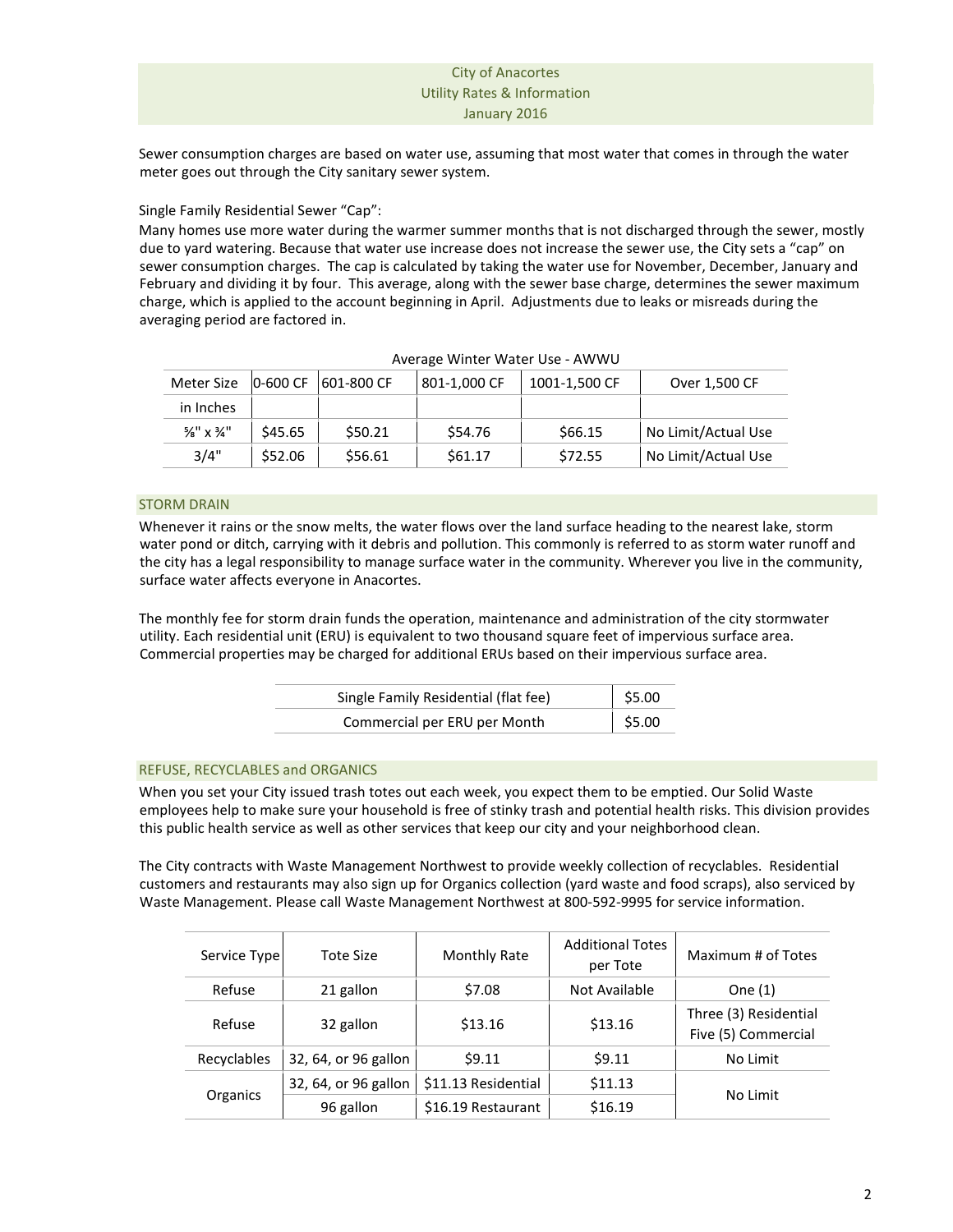City of Anacortes
Utility Rates & Information
January 2016

Sewer consumption charges are based on water use, assuming that most water that comes in through the water meter goes out through the City sanitary sewer system.

Single Family Residential Sewer "Cap":
Many homes use more water during the warmer summer months that is not discharged through the sewer, mostly due to yard watering. Because that water use increase does not increase the sewer use, the City sets a "cap" on sewer consumption charges. The cap is calculated by taking the water use for November, December, January and February and dividing it by four. This average, along with the sewer base charge, determines the sewer maximum charge, which is applied to the account beginning in April. Adjustments due to leaks or misreads during the averaging period are factored in.

Average Winter Water Use - AWWU

| Meter Size in Inches | 0-600 CF | 601-800 CF | 801-1,000 CF | 1001-1,500 CF | Over 1,500 CF |
|---|---|---|---|---|---|
| ⅝" x ¾" | $45.65 | $50.21 | $54.76 | $66.15 | No Limit/Actual Use |
| 3/4" | $52.06 | $56.61 | $61.17 | $72.55 | No Limit/Actual Use |

## STORM DRAIN

Whenever it rains or the snow melts, the water flows over the land surface heading to the nearest lake, storm water pond or ditch, carrying with it debris and pollution. This commonly is referred to as storm water runoff and the city has a legal responsibility to manage surface water in the community. Wherever you live in the community, surface water affects everyone in Anacortes.

The monthly fee for storm drain funds the operation, maintenance and administration of the city stormwater utility. Each residential unit (ERU) is equivalent to two thousand square feet of impervious surface area. Commercial properties may be charged for additional ERUs based on their impervious surface area.

| | |
|---|---|
| Single Family Residential (flat fee) | $5.00 |
| Commercial per ERU per Month | $5.00 |

## REFUSE, RECYCLABLES and ORGANICS

When you set your City issued trash totes out each week, you expect them to be emptied. Our Solid Waste employees help to make sure your household is free of stinky trash and potential health risks. This division provides this public health service as well as other services that keep our city and your neighborhood clean.

The City contracts with Waste Management Northwest to provide weekly collection of recyclables. Residential customers and restaurants may also sign up for Organics collection (yard waste and food scraps), also serviced by Waste Management. Please call Waste Management Northwest at 800-592-9995 for service information.

| Service Type | Tote Size | Monthly Rate | Additional Totes per Tote | Maximum # of Totes |
|---|---|---|---|---|
| Refuse | 21 gallon | $7.08 | Not Available | One (1) |
| Refuse | 32 gallon | $13.16 | $13.16 | Three (3) Residential<br>Five (5) Commercial |
| Recyclables | 32, 64, or 96 gallon | $9.11 | $9.11 | No Limit |
| Organics | 32, 64, or 96 gallon | $11.13 Residential | $11.13 | No Limit |
| | 96 gallon | $16.19 Restaurant | $16.19 | |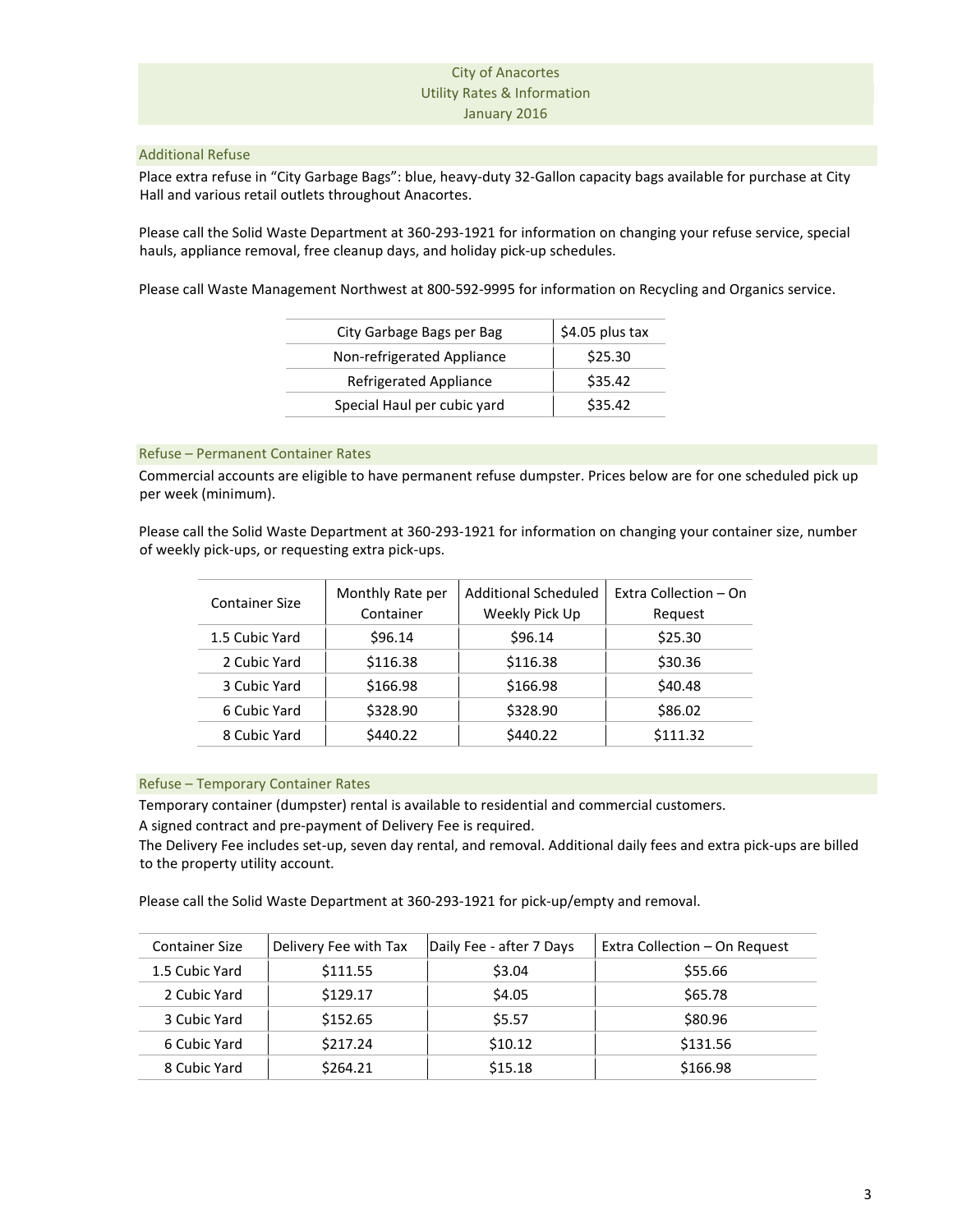# City of Anacortes
# Utility Rates & Information
# January 2016

## Additional Refuse

Place extra refuse in "City Garbage Bags": blue, heavy-duty 32-Gallon capacity bags available for purchase at City Hall and various retail outlets throughout Anacortes.

Please call the Solid Waste Department at 360-293-1921 for information on changing your refuse service, special hauls, appliance removal, free cleanup days, and holiday pick-up schedules.

Please call Waste Management Northwest at 800-592-9995 for information on Recycling and Organics service.

| Item | Rate |
| --- | --- |
| City Garbage Bags per Bag | $4.05 plus tax |
| Non-refrigerated Appliance | $25.30 |
| Refrigerated Appliance | $35.42 |
| Special Haul per cubic yard | $35.42 |

## Refuse – Permanent Container Rates

Commercial accounts are eligible to have permanent refuse dumpster. Prices below are for one scheduled pick up per week (minimum).

Please call the Solid Waste Department at 360-293-1921 for information on changing your container size, number of weekly pick-ups, or requesting extra pick-ups.

| Container Size | Monthly Rate per Container | Additional Scheduled Weekly Pick Up | Extra Collection – On Request |
| --- | --- | --- | --- |
| 1.5 Cubic Yard | $96.14 | $96.14 | $25.30 |
| 2 Cubic Yard | $116.38 | $116.38 | $30.36 |
| 3 Cubic Yard | $166.98 | $166.98 | $40.48 |
| 6 Cubic Yard | $328.90 | $328.90 | $86.02 |
| 8 Cubic Yard | $440.22 | $440.22 | $111.32 |

## Refuse – Temporary Container Rates

Temporary container (dumpster) rental is available to residential and commercial customers.

A signed contract and pre-payment of Delivery Fee is required.

The Delivery Fee includes set-up, seven day rental, and removal. Additional daily fees and extra pick-ups are billed to the property utility account.

Please call the Solid Waste Department at 360-293-1921 for pick-up/empty and removal.

| Container Size | Delivery Fee with Tax | Daily Fee - after 7 Days | Extra Collection – On Request |
| --- | --- | --- | --- |
| 1.5 Cubic Yard | $111.55 | $3.04 | $55.66 |
| 2 Cubic Yard | $129.17 | $4.05 | $65.78 |
| 3 Cubic Yard | $152.65 | $5.57 | $80.96 |
| 6 Cubic Yard | $217.24 | $10.12 | $131.56 |
| 8 Cubic Yard | $264.21 | $15.18 | $166.98 |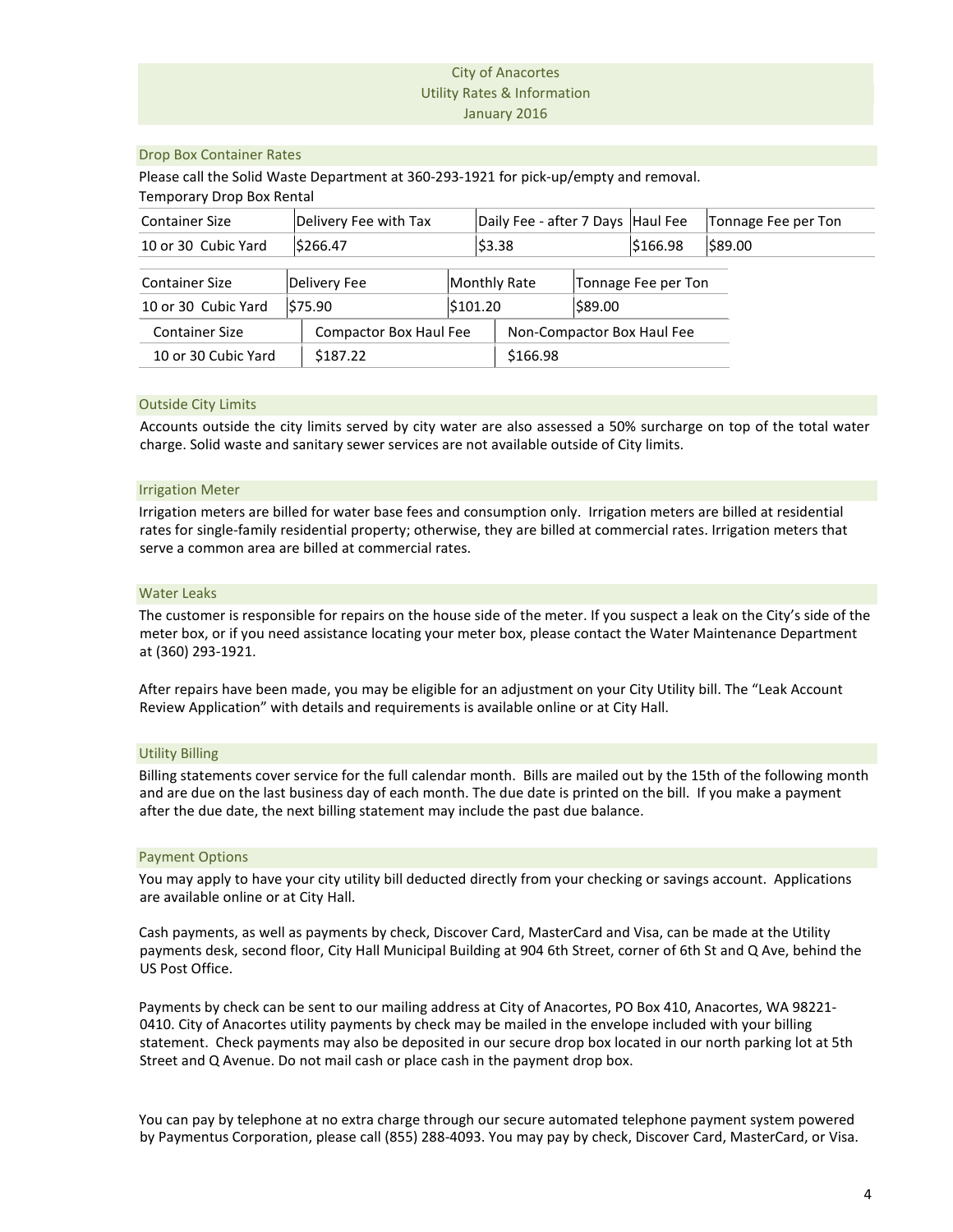# City of Anacortes
## Utility Rates & Information
### January 2016

### Drop Box Container Rates

Please call the Solid Waste Department at 360-293-1921 for pick-up/empty and removal.

Temporary Drop Box Rental

| Container Size | Delivery Fee with Tax | Daily Fee - after 7 Days | Haul Fee | Tonnage Fee per Ton |
|---|---|---|---|---|
| 10 or 30 Cubic Yard | $266.47 | $3.38 | $166.98 | $89.00 |

| Container Size | Delivery Fee | Monthly Rate | Tonnage Fee per Ton |
|---|---|---|---|
| 10 or 30 Cubic Yard | $75.90 | $101.20 | $89.00 |

| Container Size | Compactor Box Haul Fee | Non-Compactor Box Haul Fee |
|---|---|---|
| 10 or 30 Cubic Yard | $187.22 | $166.98 |

### Outside City Limits

Accounts outside the city limits served by city water are also assessed a 50% surcharge on top of the total water charge. Solid waste and sanitary sewer services are not available outside of City limits.

### Irrigation Meter

Irrigation meters are billed for water base fees and consumption only. Irrigation meters are billed at residential rates for single-family residential property; otherwise, they are billed at commercial rates. Irrigation meters that serve a common area are billed at commercial rates.

### Water Leaks

The customer is responsible for repairs on the house side of the meter. If you suspect a leak on the City's side of the meter box, or if you need assistance locating your meter box, please contact the Water Maintenance Department at (360) 293-1921.

After repairs have been made, you may be eligible for an adjustment on your City Utility bill. The "Leak Account Review Application" with details and requirements is available online or at City Hall.

### Utility Billing

Billing statements cover service for the full calendar month. Bills are mailed out by the 15th of the following month and are due on the last business day of each month. The due date is printed on the bill. If you make a payment after the due date, the next billing statement may include the past due balance.

### Payment Options

You may apply to have your city utility bill deducted directly from your checking or savings account. Applications are available online or at City Hall.

Cash payments, as well as payments by check, Discover Card, MasterCard and Visa, can be made at the Utility payments desk, second floor, City Hall Municipal Building at 904 6th Street, corner of 6th St and Q Ave, behind the US Post Office.

Payments by check can be sent to our mailing address at City of Anacortes, PO Box 410, Anacortes, WA 98221-0410. City of Anacortes utility payments by check may be mailed in the envelope included with your billing statement. Check payments may also be deposited in our secure drop box located in our north parking lot at 5th Street and Q Avenue. Do not mail cash or place cash in the payment drop box.

You can pay by telephone at no extra charge through our secure automated telephone payment system powered by Paymentus Corporation, please call (855) 288-4093. You may pay by check, Discover Card, MasterCard, or Visa.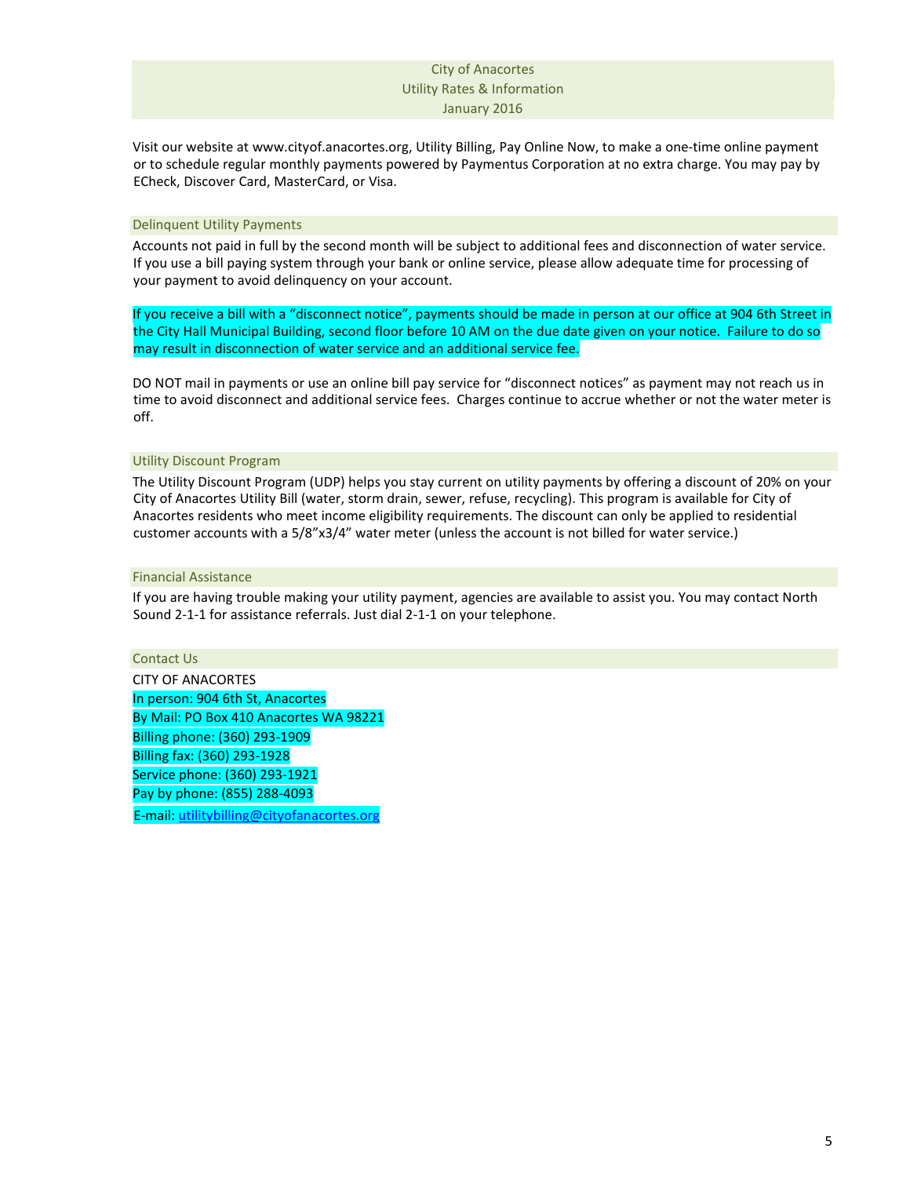# City of Anacortes
## Utility Rates & Information
## January 2016

Visit our website at www.cityof.anacortes.org, Utility Billing, Pay Online Now, to make a one-time online payment or to schedule regular monthly payments powered by Paymentus Corporation at no extra charge. You may pay by ECheck, Discover Card, MasterCard, or Visa.

### Delinquent Utility Payments

Accounts not paid in full by the second month will be subject to additional fees and disconnection of water service. If you use a bill paying system through your bank or online service, please allow adequate time for processing of your payment to avoid delinquency on your account.

If you receive a bill with a "disconnect notice", payments should be made in person at our office at 904 6th Street in the City Hall Municipal Building, second floor before 10 AM on the due date given on your notice. Failure to do so may result in disconnection of water service and an additional service fee.

DO NOT mail in payments or use an online bill pay service for "disconnect notices" as payment may not reach us in time to avoid disconnect and additional service fees. Charges continue to accrue whether or not the water meter is off.

### Utility Discount Program

The Utility Discount Program (UDP) helps you stay current on utility payments by offering a discount of 20% on your City of Anacortes Utility Bill (water, storm drain, sewer, refuse, recycling). This program is available for City of Anacortes residents who meet income eligibility requirements. The discount can only be applied to residential customer accounts with a 5/8"x3/4" water meter (unless the account is not billed for water service.)

### Financial Assistance

If you are having trouble making your utility payment, agencies are available to assist you. You may contact North Sound 2-1-1 for assistance referrals. Just dial 2-1-1 on your telephone.

### Contact Us

CITY OF ANACORTES  
In person: 904 6th St, Anacortes  
By Mail: PO Box 410 Anacortes WA 98221  
Billing phone: (360) 293-1909  
Billing fax: (360) 293-1928  
Service phone: (360) 293-1921  
Pay by phone: (855) 288-4093  
E-mail: utilitybilling@cityofanacortes.org